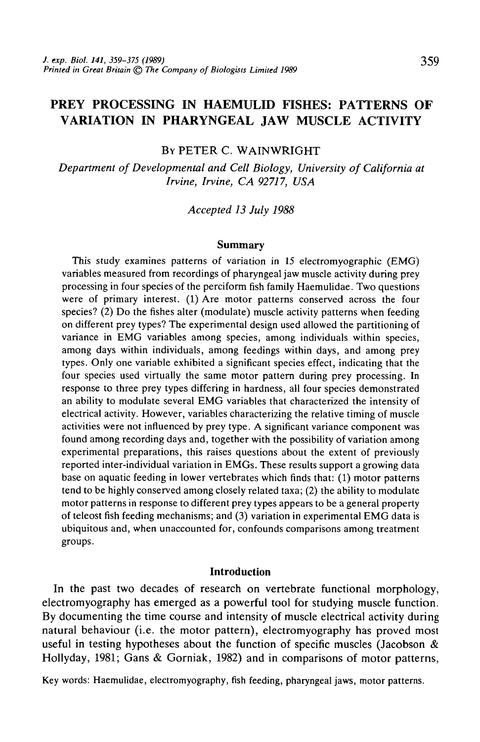# PREY PROCESSING IN HAEMULID FISHES: PATTERNS OF VARIATION IN PHARYNGEAL JAW MUSCLE ACTIVITY

BY PETER C. WAINWRIGHT

*Department of Developmental and Cell Biology, University of California at Irvine, Irvine, CA 92717, USA*

*Accepted 13 July 1988*

## Summary

This study examines patterns of variation in 15 electromyographic (EMG) variables measured from recordings of pharyngeal jaw muscle activity during prey processing in four species of the perciform fish family Haemulidae. Two questions were of primary interest. (1) Are motor patterns conserved across the four species? (2) Do the fishes alter (modulate) muscle activity patterns when feeding on different prey types? The experimental design used allowed the partitioning of variance in EMG variables among species, among individuals within species, among days within individuals, among feedings within days, and among prey types. Only one variable exhibited a significant species effect, indicating that the four species used virtually the same motor pattern during prey processing. In response to three prey types differing in hardness, all four species demonstrated an ability to modulate several EMG variables that characterized the intensity of electrical activity. However, variables characterizing the relative timing of muscle activities were not influenced by prey type. A significant variance component was found among recording days and, together with the possibility of variation among experimental preparations, this raises questions about the extent of previously reported inter-individual variation in EMGs. These results support a growing data base on aquatic feeding in lower vertebrates which finds that: (1) motor patterns tend to be highly conserved among closely related taxa; (2) the ability to modulate motor patterns in response to different prey types appears to be a general property of teleost fish feeding mechanisms; and (3) variation in experimental EMG data is ubiquitous and, when unaccounted for, confounds comparisons among treatment groups.

## Introduction

In the past two decades of research on vertebrate functional morphology, electromyography has emerged as a powerful tool for studying muscle function. By documenting the time course and intensity of muscle electrical activity during natural behaviour (i.e. the motor pattern), electromyography has proved most useful in testing hypotheses about the function of specific muscles (Jacobson & Hollyday, 1981; Gans & Gorniak, 1982) and in comparisons of motor patterns,

Key words: Haemulidae, electromyography, fish feeding, pharyngeal jaws, motor patterns.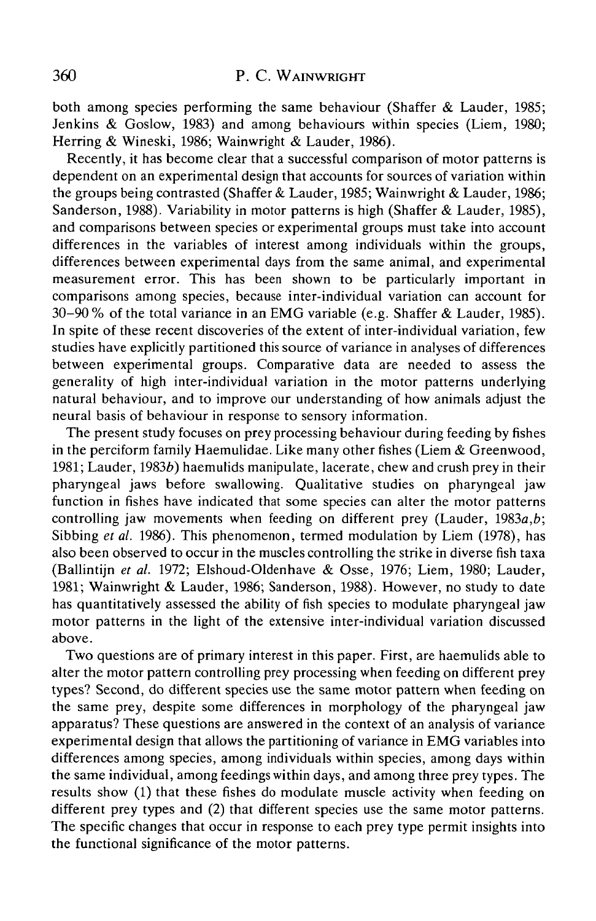both among species performing the same behaviour (Shaffer & Lauder, 1985; Jenkins & Goslow, 1983) and among behaviours within species (Liem, 1980; Herring & Wineski, 1986; Wainwright & Lauder, 1986).

Recently, it has become clear that a successful comparison of motor patterns is dependent on an experimental design that accounts for sources of variation within the groups being contrasted (Shaffer & Lauder, 1985; Wainwright & Lauder, 1986; Sanderson, 1988). Variability in motor patterns is high (Shaffer & Lauder, 1985), and comparisons between species or experimental groups must take into account differences in the variables of interest among individuals within the groups, differences between experimental days from the same animal, and experimental measurement error. This has been shown to be particularly important in comparisons among species, because inter-individual variation can account for 30–90 % of the total variance in an EMG variable (e.g. Shaffer & Lauder, 1985). In spite of these recent discoveries of the extent of inter-individual variation, few studies have explicitly partitioned this source of variance in analyses of differences between experimental groups. Comparative data are needed to assess the generality of high inter-individual variation in the motor patterns underlying natural behaviour, and to improve our understanding of how animals adjust the neural basis of behaviour in response to sensory information.

The present study focuses on prey processing behaviour during feeding by fishes in the perciform family Haemulidae. Like many other fishes (Liem & Greenwood, 1981; Lauder, 1983*b*) haemulids manipulate, lacerate, chew and crush prey in their pharyngeal jaws before swallowing. Qualitative studies on pharyngeal jaw function in fishes have indicated that some species can alter the motor patterns controlling jaw movements when feeding on different prey (Lauder, 1983*a*,*b*; Sibbing *et al.* 1986). This phenomenon, termed modulation by Liem (1978), has also been observed to occur in the muscles controlling the strike in diverse fish taxa (Ballintijn *et al.* 1972; Elshoud-Oldenhave & Osse, 1976; Liem, 1980; Lauder, 1981; Wainwright & Lauder, 1986; Sanderson, 1988). However, no study to date has quantitatively assessed the ability of fish species to modulate pharyngeal jaw motor patterns in the light of the extensive inter-individual variation discussed above.

Two questions are of primary interest in this paper. First, are haemulids able to alter the motor pattern controlling prey processing when feeding on different prey types? Second, do different species use the same motor pattern when feeding on the same prey, despite some differences in morphology of the pharyngeal jaw apparatus? These questions are answered in the context of an analysis of variance experimental design that allows the partitioning of variance in EMG variables into differences among species, among individuals within species, among days within the same individual, among feedings within days, and among three prey types. The results show (1) that these fishes do modulate muscle activity when feeding on different prey types and (2) that different species use the same motor patterns. The specific changes that occur in response to each prey type permit insights into the functional significance of the motor patterns.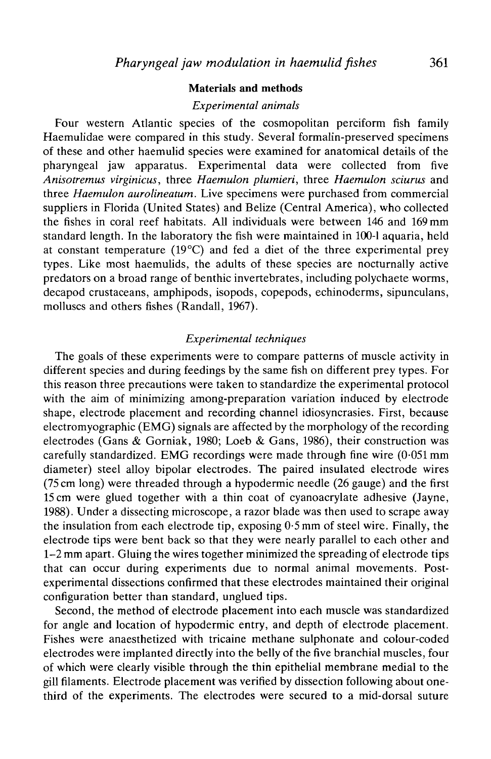## Materials and methods

### *Experimental animals*

Four western Atlantic species of the cosmopolitan perciform fish family Haemulidae were compared in this study. Several formalin-preserved specimens of these and other haemulid species were examined for anatomical details of the pharyngeal jaw apparatus. Experimental data were collected from five *Anisotremus virginicus*, three *Haemulon plumieri*, three *Haemulon sciurus* and three *Haemulon aurolineatum*. Live specimens were purchased from commercial suppliers in Florida (United States) and Belize (Central America), who collected the fishes in coral reef habitats. All individuals were between 146 and 169 mm standard length. In the laboratory the fish were maintained in 100-l aquaria, held at constant temperature (19°C) and fed a diet of the three experimental prey types. Like most haemulids, the adults of these species are nocturnally active predators on a broad range of benthic invertebrates, including polychaete worms, decapod crustaceans, amphipods, isopods, copepods, echinoderms, sipunculans, molluscs and others fishes (Randall, 1967).

### *Experimental techniques*

The goals of these experiments were to compare patterns of muscle activity in different species and during feedings by the same fish on different prey types. For this reason three precautions were taken to standardize the experimental protocol with the aim of minimizing among-preparation variation induced by electrode shape, electrode placement and recording channel idiosyncrasies. First, because electromyographic (EMG) signals are affected by the morphology of the recording electrodes (Gans & Gorniak, 1980; Loeb & Gans, 1986), their construction was carefully standardized. EMG recordings were made through fine wire (0·051 mm diameter) steel alloy bipolar electrodes. The paired insulated electrode wires (75 cm long) were threaded through a hypodermic needle (26 gauge) and the first 15 cm were glued together with a thin coat of cyanoacrylate adhesive (Jayne, 1988). Under a dissecting microscope, a razor blade was then used to scrape away the insulation from each electrode tip, exposing 0·5 mm of steel wire. Finally, the electrode tips were bent back so that they were nearly parallel to each other and 1–2 mm apart. Gluing the wires together minimized the spreading of electrode tips that can occur during experiments due to normal animal movements. Post-experimental dissections confirmed that these electrodes maintained their original configuration better than standard, unglued tips.

Second, the method of electrode placement into each muscle was standardized for angle and location of hypodermic entry, and depth of electrode placement. Fishes were anaesthetized with tricaine methane sulphonate and colour-coded electrodes were implanted directly into the belly of the five branchial muscles, four of which were clearly visible through the thin epithelial membrane medial to the gill filaments. Electrode placement was verified by dissection following about one-third of the experiments. The electrodes were secured to a mid-dorsal suture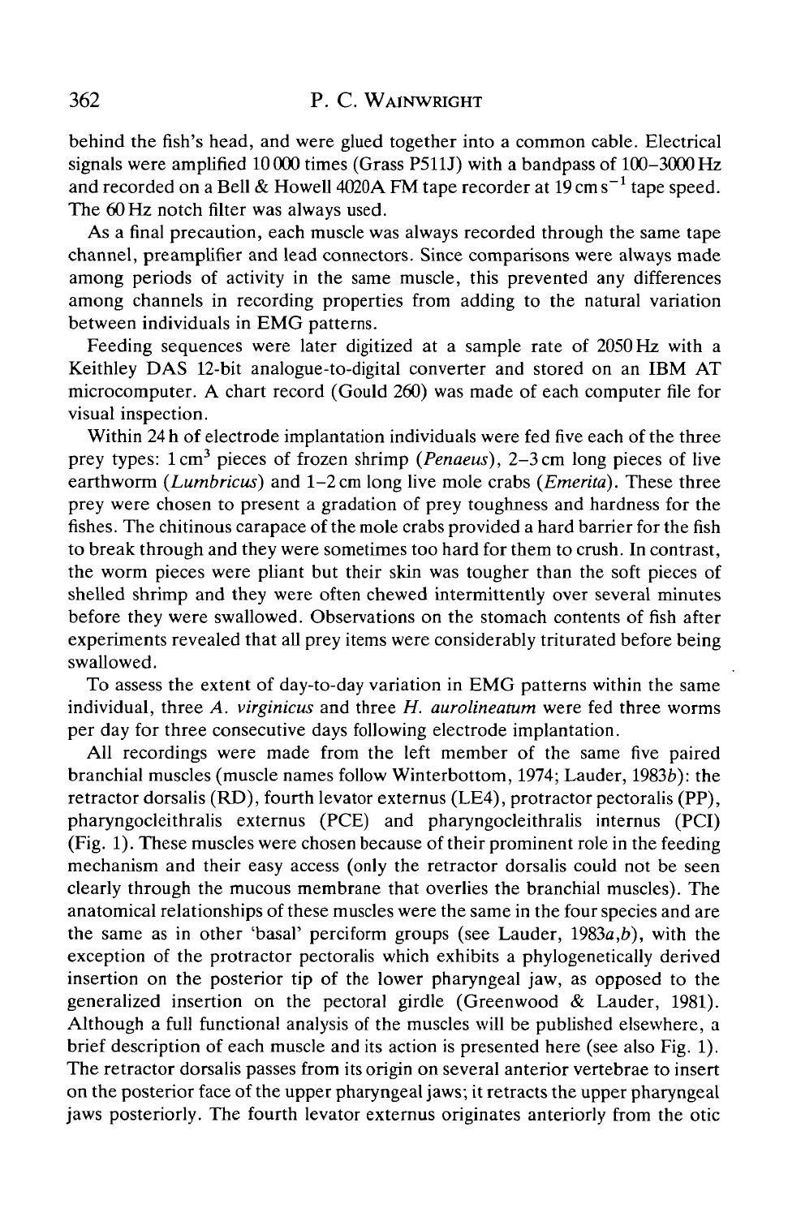behind the fish's head, and were glued together into a common cable. Electrical signals were amplified 10 000 times (Grass P511J) with a bandpass of 100–3000 Hz and recorded on a Bell & Howell 4020A FM tape recorder at 19 cm $s^{-1}$ tape speed. The 60 Hz notch filter was always used.

As a final precaution, each muscle was always recorded through the same tape channel, preamplifier and lead connectors. Since comparisons were always made among periods of activity in the same muscle, this prevented any differences among channels in recording properties from adding to the natural variation between individuals in EMG patterns.

Feeding sequences were later digitized at a sample rate of 2050 Hz with a Keithley DAS 12-bit analogue-to-digital converter and stored on an IBM AT microcomputer. A chart record (Gould 260) was made of each computer file for visual inspection.

Within 24 h of electrode implantation individuals were fed five each of the three prey types: 1 $cm^3$ pieces of frozen shrimp (*Penaeus*), 2–3 cm long pieces of live earthworm (*Lumbricus*) and 1–2 cm long live mole crabs (*Emerita*). These three prey were chosen to present a gradation of prey toughness and hardness for the fishes. The chitinous carapace of the mole crabs provided a hard barrier for the fish to break through and they were sometimes too hard for them to crush. In contrast, the worm pieces were pliant but their skin was tougher than the soft pieces of shelled shrimp and they were often chewed intermittently over several minutes before they were swallowed. Observations on the stomach contents of fish after experiments revealed that all prey items were considerably triturated before being swallowed.

To assess the extent of day-to-day variation in EMG patterns within the same individual, three *A. virginicus* and three *H. aurolineatum* were fed three worms per day for three consecutive days following electrode implantation.

All recordings were made from the left member of the same five paired branchial muscles (muscle names follow Winterbottom, 1974; Lauder, 1983*b*): the retractor dorsalis (RD), fourth levator externus (LE4), protractor pectoralis (PP), pharyngocleithralis externus (PCE) and pharyngocleithralis internus (PCI) (Fig. 1). These muscles were chosen because of their prominent role in the feeding mechanism and their easy access (only the retractor dorsalis could not be seen clearly through the mucous membrane that overlies the branchial muscles). The anatomical relationships of these muscles were the same in the four species and are the same as in other 'basal' perciform groups (see Lauder, 1983*a*,*b*), with the exception of the protractor pectoralis which exhibits a phylogenetically derived insertion on the posterior tip of the lower pharyngeal jaw, as opposed to the generalized insertion on the pectoral girdle (Greenwood & Lauder, 1981). Although a full functional analysis of the muscles will be published elsewhere, a brief description of each muscle and its action is presented here (see also Fig. 1). The retractor dorsalis passes from its origin on several anterior vertebrae to insert on the posterior face of the upper pharyngeal jaws; it retracts the upper pharyngeal jaws posteriorly. The fourth levator externus originates anteriorly from the otic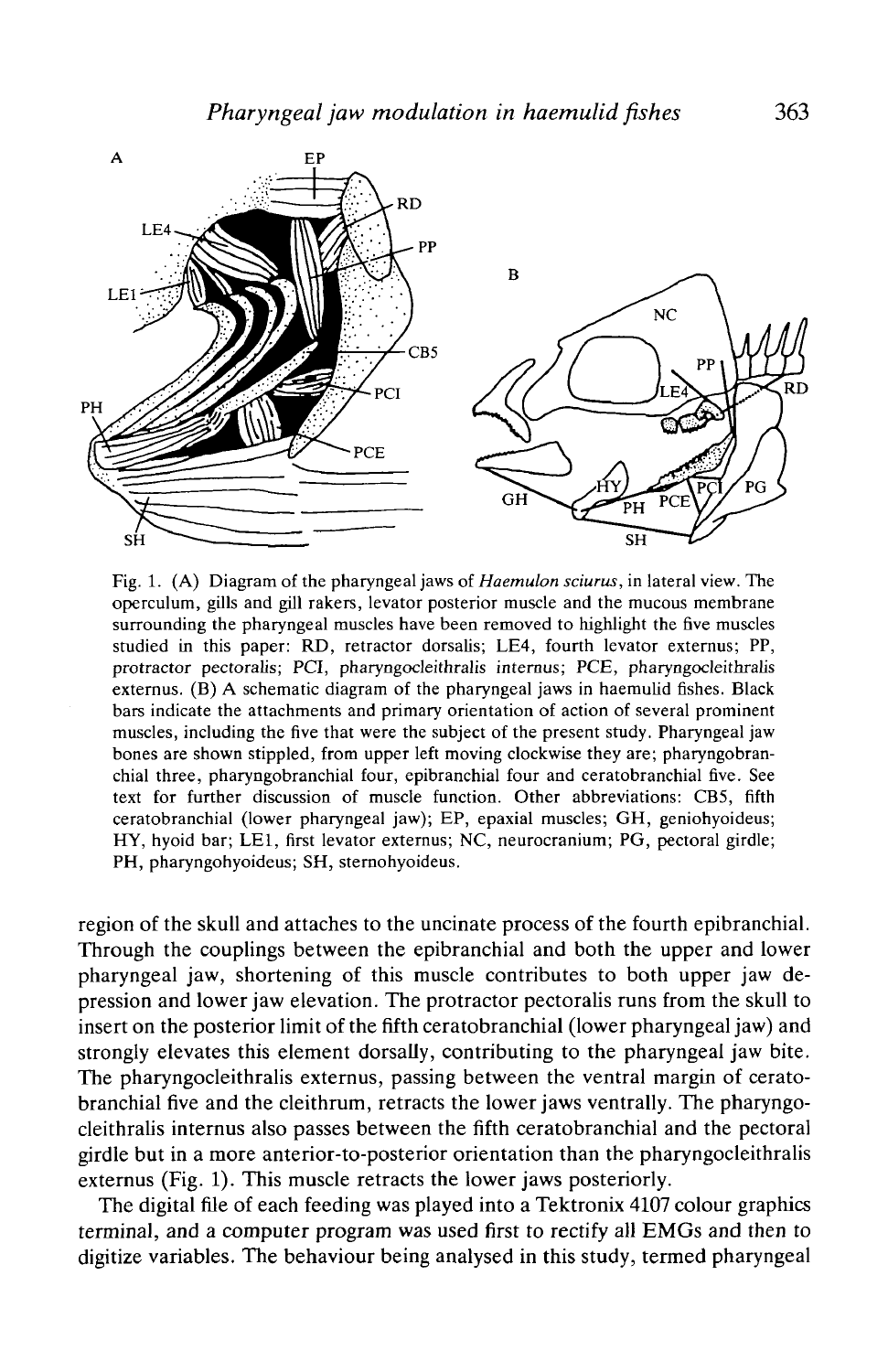Fig. 1. (A) Diagram of the pharyngeal jaws of *Haemulon sciurus*, in lateral view. The operculum, gills and gill rakers, levator posterior muscle and the mucous membrane surrounding the pharyngeal muscles have been removed to highlight the five muscles studied in this paper: RD, retractor dorsalis; LE4, fourth levator externus; PP, protractor pectoralis; PCI, pharyngocleithralis internus; PCE, pharyngocleithralis externus. (B) A schematic diagram of the pharyngeal jaws in haemulid fishes. Black bars indicate the attachments and primary orientation of action of several prominent muscles, including the five that were the subject of the present study. Pharyngeal jaw bones are shown stippled, from upper left moving clockwise they are; pharyngobranchial three, pharyngobranchial four, epibranchial four and ceratobranchial five. See text for further discussion of muscle function. Other abbreviations: CB5, fifth ceratobranchial (lower pharyngeal jaw); EP, epaxial muscles; GH, geniohyoideus; HY, hyoid bar; LE1, first levator externus; NC, neurocranium; PG, pectoral girdle; PH, pharyngohyoideus; SH, sternohyoideus.

region of the skull and attaches to the uncinate process of the fourth epibranchial. Through the couplings between the epibranchial and both the upper and lower pharyngeal jaw, shortening of this muscle contributes to both upper jaw depression and lower jaw elevation. The protractor pectoralis runs from the skull to insert on the posterior limit of the fifth ceratobranchial (lower pharyngeal jaw) and strongly elevates this element dorsally, contributing to the pharyngeal jaw bite. The pharyngocleithralis externus, passing between the ventral margin of ceratobranchial five and the cleithrum, retracts the lower jaws ventrally. The pharyngocleithralis internus also passes between the fifth ceratobranchial and the pectoral girdle but in a more anterior-to-posterior orientation than the pharyngocleithralis externus (Fig. 1). This muscle retracts the lower jaws posteriorly.

The digital file of each feeding was played into a Tektronix 4107 colour graphics terminal, and a computer program was used first to rectify all EMGs and then to digitize variables. The behaviour being analysed in this study, termed pharyngeal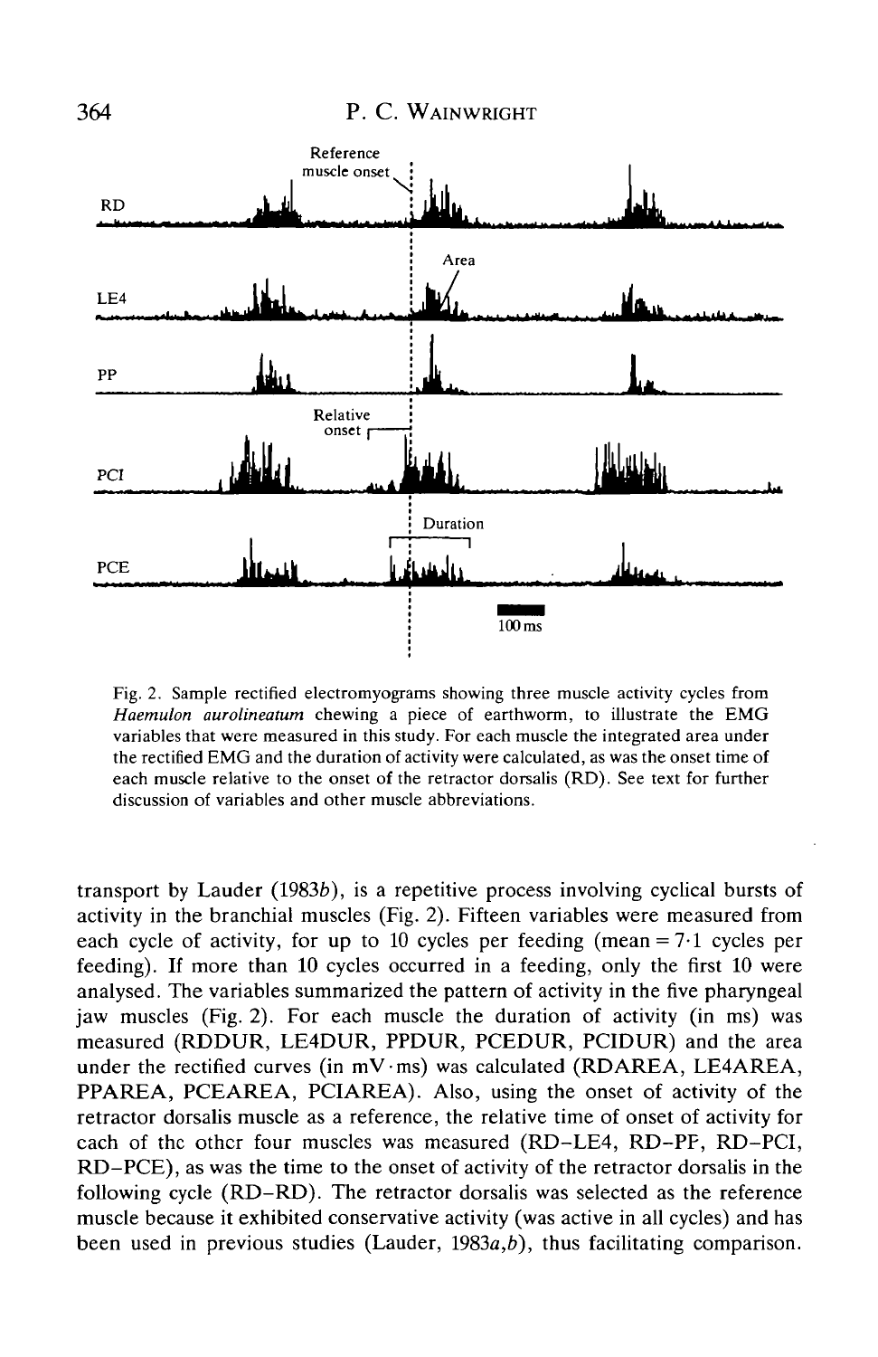Fig. 2. Sample rectified electromyograms showing three muscle activity cycles from *Haemulon aurolineatum* chewing a piece of earthworm, to illustrate the EMG variables that were measured in this study. For each muscle the integrated area under the rectified EMG and the duration of activity were calculated, as was the onset time of each muscle relative to the onset of the retractor dorsalis (RD). See text for further discussion of variables and other muscle abbreviations.

transport by Lauder (1983*b*), is a repetitive process involving cyclical bursts of activity in the branchial muscles (Fig. 2). Fifteen variables were measured from each cycle of activity, for up to 10 cycles per feeding (mean = 7·1 cycles per feeding). If more than 10 cycles occurred in a feeding, only the first 10 were analysed. The variables summarized the pattern of activity in the five pharyngeal jaw muscles (Fig. 2). For each muscle the duration of activity (in ms) was measured (RDDUR, LE4DUR, PPDUR, PCEDUR, PCIDUR) and the area under the rectified curves (in mV·ms) was calculated (RDAREA, LE4AREA, PPAREA, PCEAREA, PCIAREA). Also, using the onset of activity of the retractor dorsalis muscle as a reference, the relative time of onset of activity for each of the other four muscles was measured (RD–LE4, RD–PP, RD–PCI, RD–PCE), as was the time to the onset of activity of the retractor dorsalis in the following cycle (RD–RD). The retractor dorsalis was selected as the reference muscle because it exhibited conservative activity (was active in all cycles) and has been used in previous studies (Lauder, 1983*a*,*b*), thus facilitating comparison.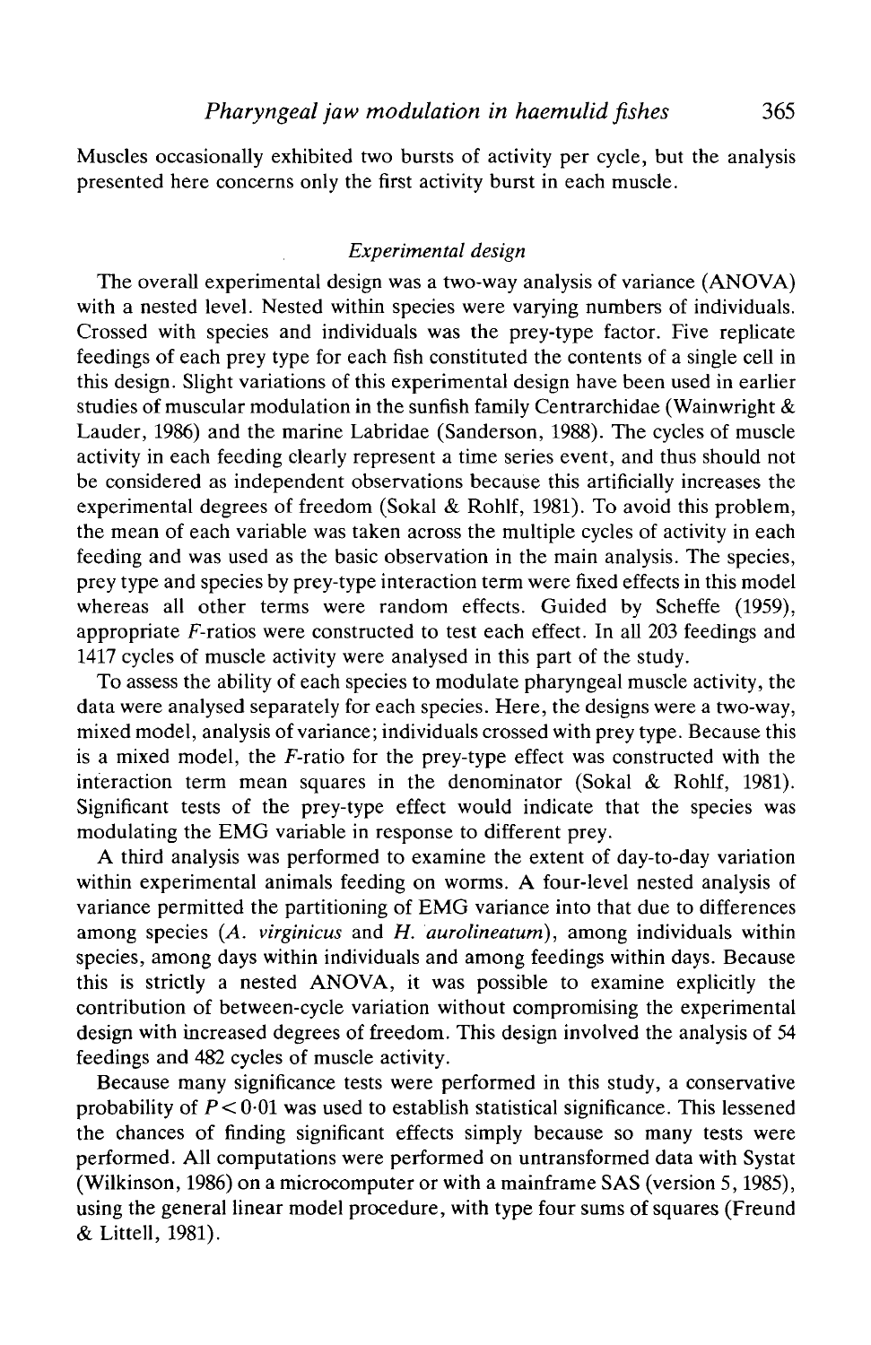Muscles occasionally exhibited two bursts of activity per cycle, but the analysis presented here concerns only the first activity burst in each muscle.

### *Experimental design*

The overall experimental design was a two-way analysis of variance (ANOVA) with a nested level. Nested within species were varying numbers of individuals. Crossed with species and individuals was the prey-type factor. Five replicate feedings of each prey type for each fish constituted the contents of a single cell in this design. Slight variations of this experimental design have been used in earlier studies of muscular modulation in the sunfish family Centrarchidae (Wainwright & Lauder, 1986) and the marine Labridae (Sanderson, 1988). The cycles of muscle activity in each feeding clearly represent a time series event, and thus should not be considered as independent observations because this artificially increases the experimental degrees of freedom (Sokal & Rohlf, 1981). To avoid this problem, the mean of each variable was taken across the multiple cycles of activity in each feeding and was used as the basic observation in the main analysis. The species, prey type and species by prey-type interaction term were fixed effects in this model whereas all other terms were random effects. Guided by Scheffe (1959), appropriate $F$-ratios were constructed to test each effect. In all 203 feedings and 1417 cycles of muscle activity were analysed in this part of the study.

To assess the ability of each species to modulate pharyngeal muscle activity, the data were analysed separately for each species. Here, the designs were a two-way, mixed model, analysis of variance; individuals crossed with prey type. Because this is a mixed model, the $F$-ratio for the prey-type effect was constructed with the interaction term mean squares in the denominator (Sokal & Rohlf, 1981). Significant tests of the prey-type effect would indicate that the species was modulating the EMG variable in response to different prey.

A third analysis was performed to examine the extent of day-to-day variation within experimental animals feeding on worms. A four-level nested analysis of variance permitted the partitioning of EMG variance into that due to differences among species (*A. virginicus* and *H. aurolineatum*), among individuals within species, among days within individuals and among feedings within days. Because this is strictly a nested ANOVA, it was possible to examine explicitly the contribution of between-cycle variation without compromising the experimental design with increased degrees of freedom. This design involved the analysis of 54 feedings and 482 cycles of muscle activity.

Because many significance tests were performed in this study, a conservative probability of $P < 0.01$ was used to establish statistical significance. This lessened the chances of finding significant effects simply because so many tests were performed. All computations were performed on untransformed data with Systat (Wilkinson, 1986) on a microcomputer or with a mainframe SAS (version 5, 1985), using the general linear model procedure, with type four sums of squares (Freund & Littell, 1981).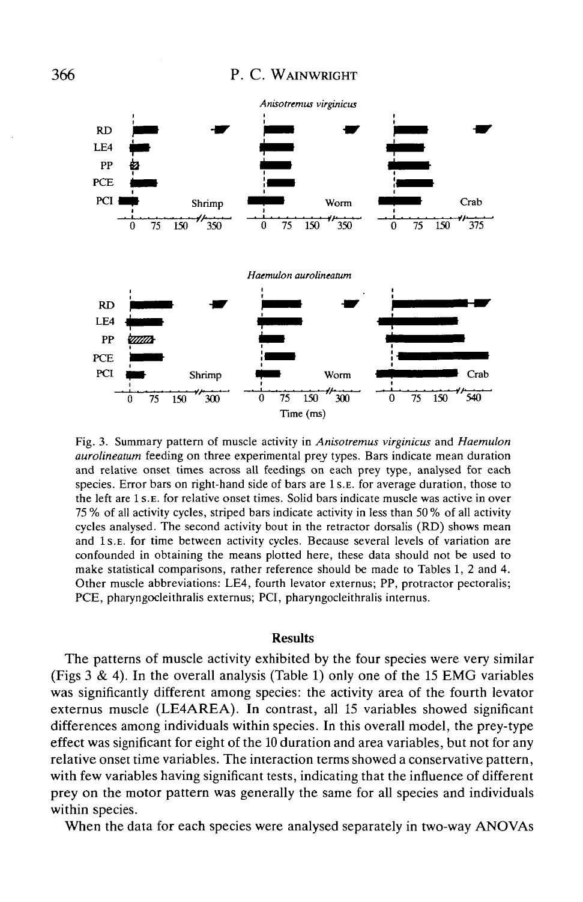Fig. 3. Summary pattern of muscle activity in *Anisotremus virginicus* and *Haemulon aurolineatum* feeding on three experimental prey types. Bars indicate mean duration and relative onset times across all feedings on each prey type, analysed for each species. Error bars on right-hand side of bars are 1 S.E. for average duration, those to the left are 1 S.E. for relative onset times. Solid bars indicate muscle was active in over 75 % of all activity cycles, striped bars indicate activity in less than 50 % of all activity cycles analysed. The second activity bout in the retractor dorsalis (RD) shows mean and 1 S.E. for time between activity cycles. Because several levels of variation are confounded in obtaining the means plotted here, these data should not be used to make statistical comparisons, rather reference should be made to Tables 1, 2 and 4. Other muscle abbreviations: LE4, fourth levator externus; PP, protractor pectoralis; PCE, pharyngocleithralis externus; PCI, pharyngocleithralis internus.

## Results

The patterns of muscle activity exhibited by the four species were very similar (Figs 3 & 4). In the overall analysis (Table 1) only one of the 15 EMG variables was significantly different among species: the activity area of the fourth levator externus muscle (LE4AREA). In contrast, all 15 variables showed significant differences among individuals within species. In this overall model, the prey-type effect was significant for eight of the 10 duration and area variables, but not for any relative onset time variables. The interaction terms showed a conservative pattern, with few variables having significant tests, indicating that the influence of different prey on the motor pattern was generally the same for all species and individuals within species.

When the data for each species were analysed separately in two-way ANOVAs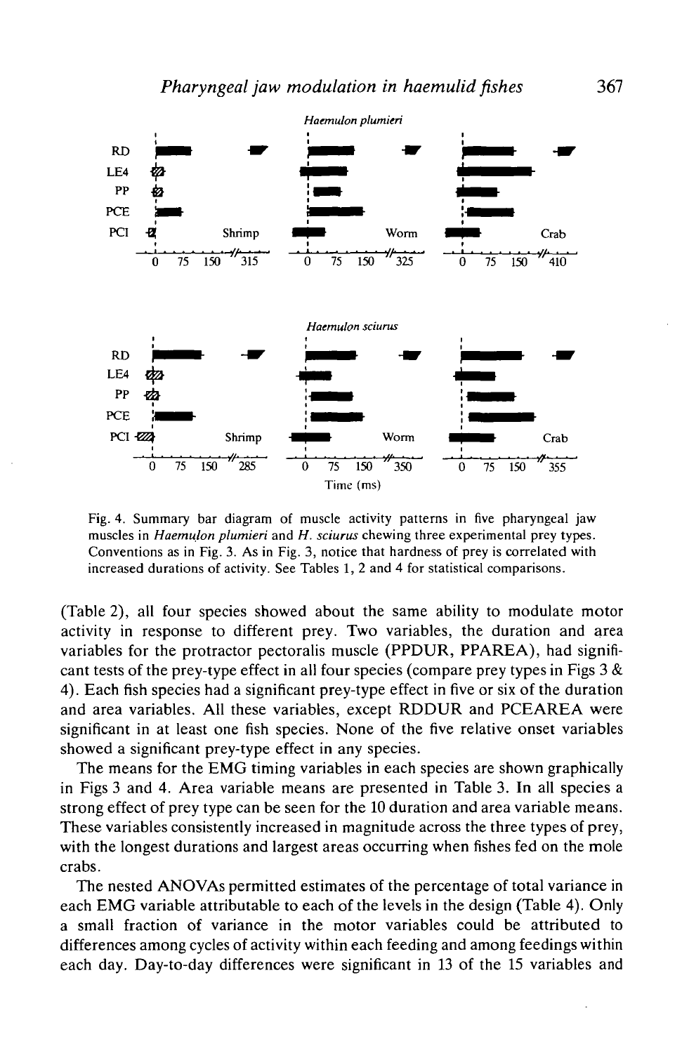Fig. 4. Summary bar diagram of muscle activity patterns in five pharyngeal jaw muscles in *Haemulon plumieri* and *H. sciurus* chewing three experimental prey types. Conventions as in Fig. 3. As in Fig. 3, notice that hardness of prey is correlated with increased durations of activity. See Tables 1, 2 and 4 for statistical comparisons.

(Table 2), all four species showed about the same ability to modulate motor activity in response to different prey. Two variables, the duration and area variables for the protractor pectoralis muscle (PPDUR, PPAREA), had significant tests of the prey-type effect in all four species (compare prey types in Figs 3 & 4). Each fish species had a significant prey-type effect in five or six of the duration and area variables. All these variables, except RDDUR and PCEAREA were significant in at least one fish species. None of the five relative onset variables showed a significant prey-type effect in any species.

The means for the EMG timing variables in each species are shown graphically in Figs 3 and 4. Area variable means are presented in Table 3. In all species a strong effect of prey type can be seen for the 10 duration and area variable means. These variables consistently increased in magnitude across the three types of prey, with the longest durations and largest areas occurring when fishes fed on the mole crabs.

The nested ANOVAs permitted estimates of the percentage of total variance in each EMG variable attributable to each of the levels in the design (Table 4). Only a small fraction of variance in the motor variables could be attributed to differences among cycles of activity within each feeding and among feedings within each day. Day-to-day differences were significant in 13 of the 15 variables and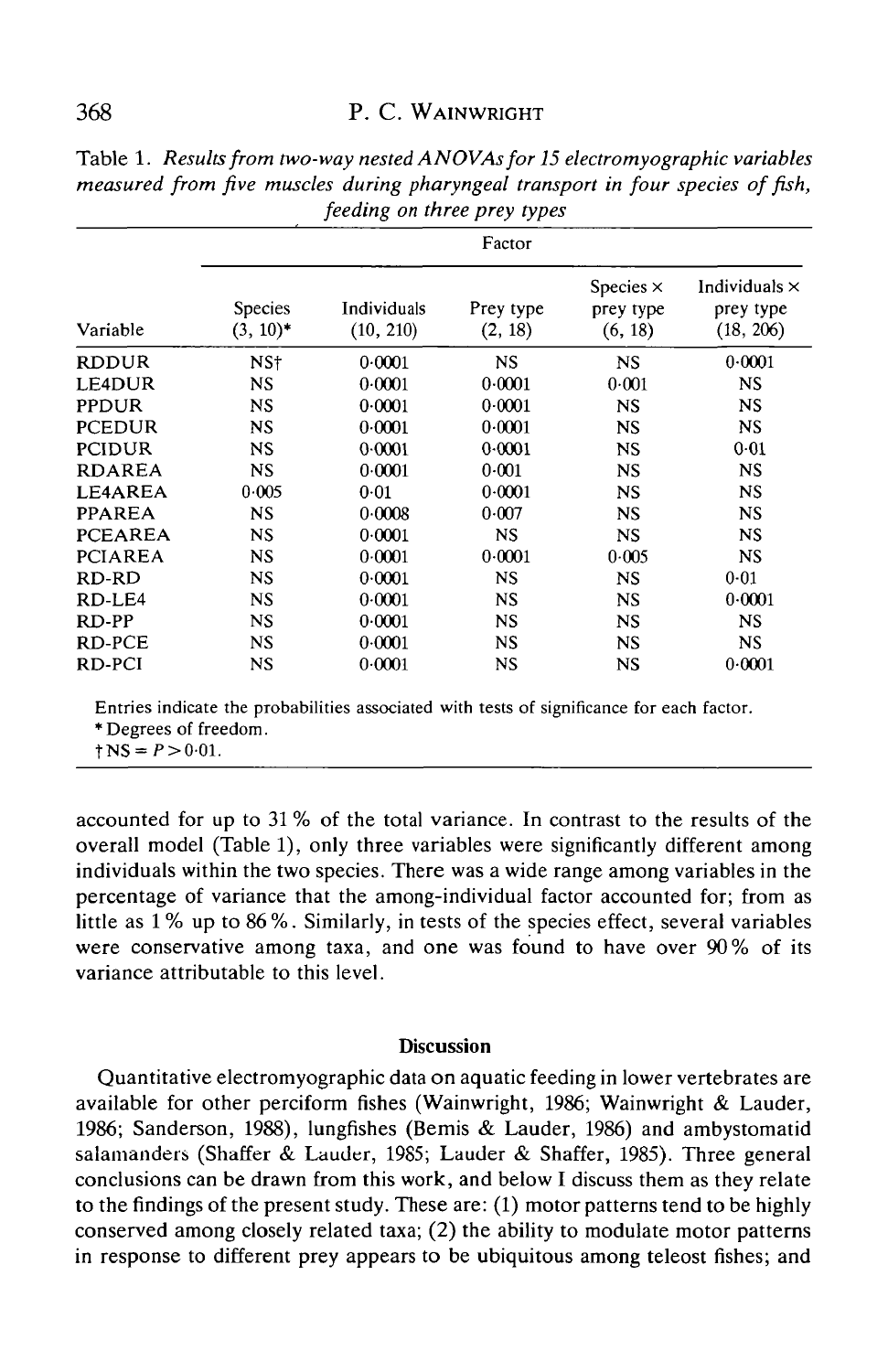Table 1. *Results from two-way nested ANOVAs for 15 electromyographic variables measured from five muscles during pharyngeal transport in four species of fish, feeding on three prey types*

| | Factor | | | | |
|---|---|---|---|---|---|
| Variable | Species (3, 10)* | Individuals (10, 210) | Prey type (2, 18) | Species × prey type (6, 18) | Individuals × prey type (18, 206) |
| RDDUR | NS† | 0·0001 | NS | NS | 0·0001 |
| LE4DUR | NS | 0·0001 | 0·0001 | 0·001 | NS |
| PPDUR | NS | 0·0001 | 0·0001 | NS | NS |
| PCEDUR | NS | 0·0001 | 0·0001 | NS | NS |
| PCIDUR | NS | 0·0001 | 0·0001 | NS | 0·01 |
| RDAREA | NS | 0·0001 | 0·001 | NS | NS |
| LE4AREA | 0·005 | 0·01 | 0·0001 | NS | NS |
| PPAREA | NS | 0·0008 | 0·007 | NS | NS |
| PCEAREA | NS | 0·0001 | NS | NS | NS |
| PCIAREA | NS | 0·0001 | 0·0001 | 0·005 | NS |
| RD-RD | NS | 0·0001 | NS | NS | 0·01 |
| RD-LE4 | NS | 0·0001 | NS | NS | 0·0001 |
| RD-PP | NS | 0·0001 | NS | NS | NS |
| RD-PCE | NS | 0·0001 | NS | NS | NS |
| RD-PCI | NS | 0·0001 | NS | NS | 0·0001 |

Entries indicate the probabilities associated with tests of significance for each factor.
* Degrees of freedom.
† NS = $P > 0{\cdot}01$.

accounted for up to 31 % of the total variance. In contrast to the results of the overall model (Table 1), only three variables were significantly different among individuals within the two species. There was a wide range among variables in the percentage of variance that the among-individual factor accounted for; from as little as 1 % up to 86 %. Similarly, in tests of the species effect, several variables were conservative among taxa, and one was found to have over 90 % of its variance attributable to this level.

## Discussion

Quantitative electromyographic data on aquatic feeding in lower vertebrates are available for other perciform fishes (Wainwright, 1986; Wainwright & Lauder, 1986; Sanderson, 1988), lungfishes (Bemis & Lauder, 1986) and ambystomatid salamanders (Shaffer & Lauder, 1985; Lauder & Shaffer, 1985). Three general conclusions can be drawn from this work, and below I discuss them as they relate to the findings of the present study. These are: (1) motor patterns tend to be highly conserved among closely related taxa; (2) the ability to modulate motor patterns in response to different prey appears to be ubiquitous among teleost fishes; and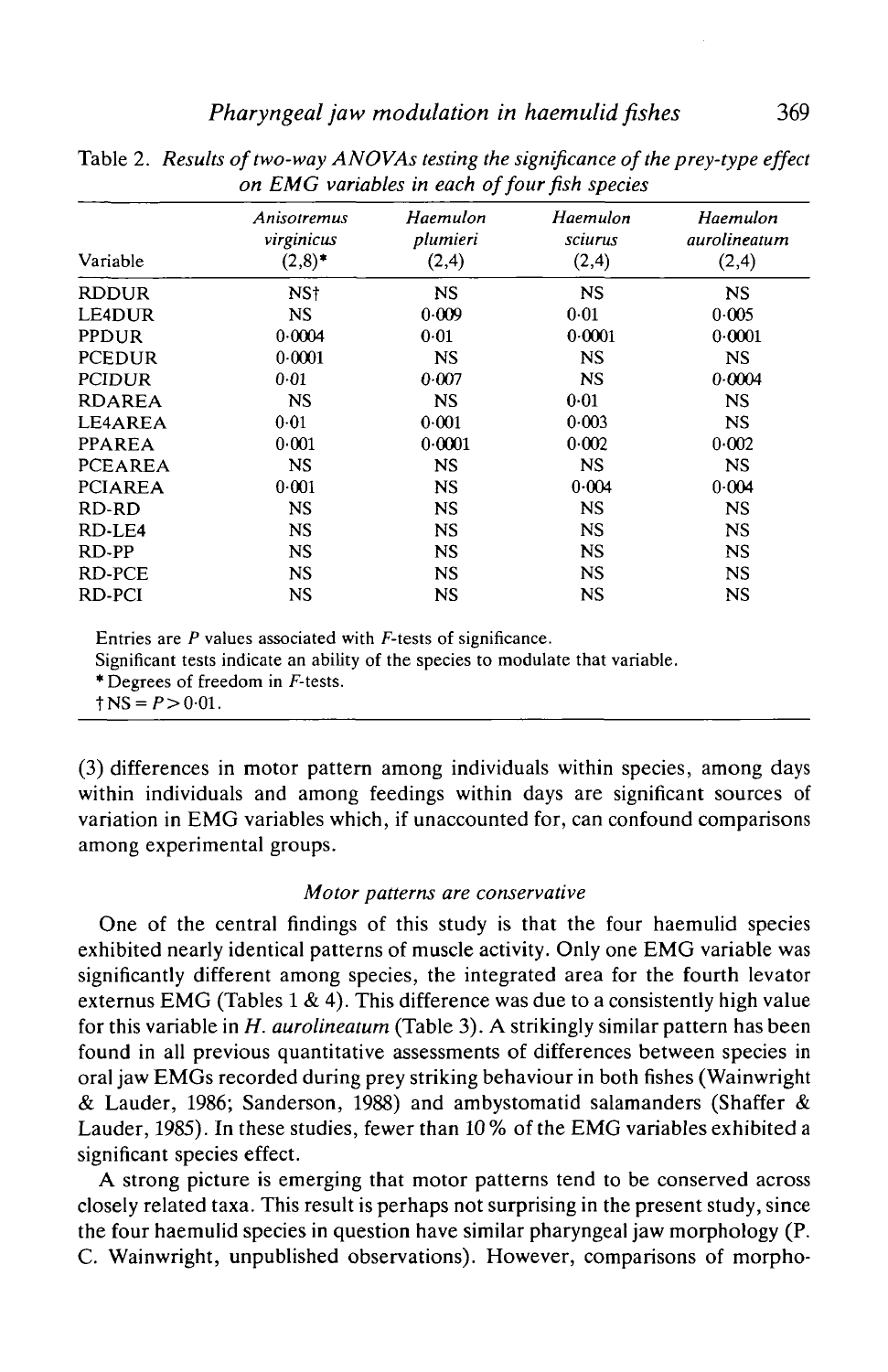Table 2. *Results of two-way ANOVAs testing the significance of the prey-type effect on EMG variables in each of four fish species*

| Variable | *Anisotremus virginicus* (2,8)* | *Haemulon plumieri* (2,4) | *Haemulon sciurus* (2,4) | *Haemulon aurolineatum* (2,4) |
|---|---|---|---|---|
| RDDUR | NS† | NS | NS | NS |
| LE4DUR | NS | 0·009 | 0·01 | 0·005 |
| PPDUR | 0·0004 | 0·01 | 0·0001 | 0·0001 |
| PCEDUR | 0·0001 | NS | NS | NS |
| PCIDUR | 0·01 | 0·007 | NS | 0·0004 |
| RDAREA | NS | NS | 0·01 | NS |
| LE4AREA | 0·01 | 0·001 | 0·003 | NS |
| PPAREA | 0·001 | 0·0001 | 0·002 | 0·002 |
| PCEAREA | NS | NS | NS | NS |
| PCIAREA | 0·001 | NS | 0·004 | 0·004 |
| RD-RD | NS | NS | NS | NS |
| RD-LE4 | NS | NS | NS | NS |
| RD-PP | NS | NS | NS | NS |
| RD-PCE | NS | NS | NS | NS |
| RD-PCI | NS | NS | NS | NS |

Entries are $P$ values associated with $F$-tests of significance.
Significant tests indicate an ability of the species to modulate that variable.
* Degrees of freedom in $F$-tests.
† NS = $P > 0{\cdot}01$.

(3) differences in motor pattern among individuals within species, among days within individuals and among feedings within days are significant sources of variation in EMG variables which, if unaccounted for, can confound comparisons among experimental groups.

### *Motor patterns are conservative*

One of the central findings of this study is that the four haemulid species exhibited nearly identical patterns of muscle activity. Only one EMG variable was significantly different among species, the integrated area for the fourth levator externus EMG (Tables 1 & 4). This difference was due to a consistently high value for this variable in *H. aurolineatum* (Table 3). A strikingly similar pattern has been found in all previous quantitative assessments of differences between species in oral jaw EMGs recorded during prey striking behaviour in both fishes (Wainwright & Lauder, 1986; Sanderson, 1988) and ambystomatid salamanders (Shaffer & Lauder, 1985). In these studies, fewer than 10 % of the EMG variables exhibited a significant species effect.

A strong picture is emerging that motor patterns tend to be conserved across closely related taxa. This result is perhaps not surprising in the present study, since the four haemulid species in question have similar pharyngeal jaw morphology (P. C. Wainwright, unpublished observations). However, comparisons of morpho-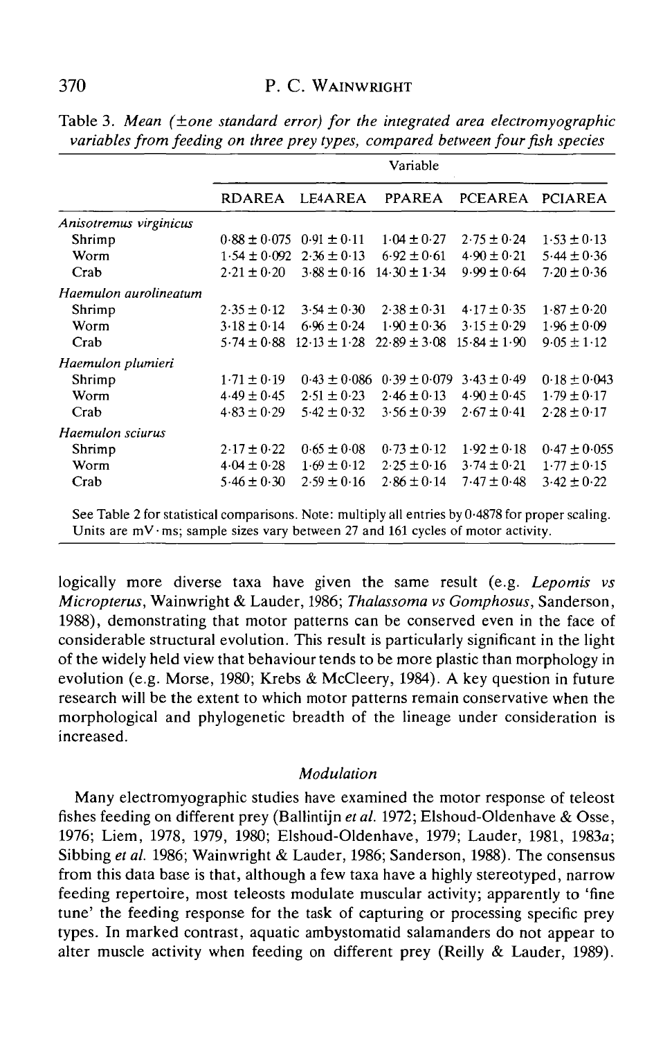Table 3. *Mean (±one standard error) for the integrated area electromyographic variables from feeding on three prey types, compared between four fish species*

| | Variable | | | | |
|---|---|---|---|---|---|
| | RDAREA | LE4AREA | PPAREA | PCEAREA | PCIAREA |
| *Anisotremus virginicus* | | | | | |
| Shrimp | 0·88 ± 0·075 | 0·91 ± 0·11 | 1·04 ± 0·27 | 2·75 ± 0·24 | 1·53 ± 0·13 |
| Worm | 1·54 ± 0·092 | 2·36 ± 0·13 | 6·92 ± 0·61 | 4·90 ± 0·21 | 5·44 ± 0·36 |
| Crab | 2·21 ± 0·20 | 3·88 ± 0·16 | 14·30 ± 1·34 | 9·99 ± 0·64 | 7·20 ± 0·36 |
| *Haemulon aurolineatum* | | | | | |
| Shrimp | 2·35 ± 0·12 | 3·54 ± 0·30 | 2·38 ± 0·31 | 4·17 ± 0·35 | 1·87 ± 0·20 |
| Worm | 3·18 ± 0·14 | 6·96 ± 0·24 | 1·90 ± 0·36 | 3·15 ± 0·29 | 1·96 ± 0·09 |
| Crab | 5·74 ± 0·88 | 12·13 ± 1·28 | 22·89 ± 3·08 | 15·84 ± 1·90 | 9·05 ± 1·12 |
| *Haemulon plumieri* | | | | | |
| Shrimp | 1·71 ± 0·19 | 0·43 ± 0·086 | 0·39 ± 0·079 | 3·43 ± 0·49 | 0·18 ± 0·043 |
| Worm | 4·49 ± 0·45 | 2·51 ± 0·23 | 2·46 ± 0·13 | 4·90 ± 0·45 | 1·79 ± 0·17 |
| Crab | 4·83 ± 0·29 | 5·42 ± 0·32 | 3·56 ± 0·39 | 2·67 ± 0·41 | 2·28 ± 0·17 |
| *Haemulon sciurus* | | | | | |
| Shrimp | 2·17 ± 0·22 | 0·65 ± 0·08 | 0·73 ± 0·12 | 1·92 ± 0·18 | 0·47 ± 0·055 |
| Worm | 4·04 ± 0·28 | 1·69 ± 0·12 | 2·25 ± 0·16 | 3·74 ± 0·21 | 1·77 ± 0·15 |
| Crab | 5·46 ± 0·30 | 2·59 ± 0·16 | 2·86 ± 0·14 | 7·47 ± 0·48 | 3·42 ± 0·22 |

See Table 2 for statistical comparisons. Note: multiply all entries by 0·4878 for proper scaling. Units are mV · ms; sample sizes vary between 27 and 161 cycles of motor activity.

logically more diverse taxa have given the same result (e.g. *Lepomis vs Micropterus*, Wainwright & Lauder, 1986; *Thalassoma vs Gomphosus*, Sanderson, 1988), demonstrating that motor patterns can be conserved even in the face of considerable structural evolution. This result is particularly significant in the light of the widely held view that behaviour tends to be more plastic than morphology in evolution (e.g. Morse, 1980; Krebs & McCleery, 1984). A key question in future research will be the extent to which motor patterns remain conservative when the morphological and phylogenetic breadth of the lineage under consideration is increased.

### *Modulation*

Many electromyographic studies have examined the motor response of teleost fishes feeding on different prey (Ballintijn *et al.* 1972; Elshoud-Oldenhave & Osse, 1976; Liem, 1978, 1979, 1980; Elshoud-Oldenhave, 1979; Lauder, 1981, 1983*a*; Sibbing *et al.* 1986; Wainwright & Lauder, 1986; Sanderson, 1988). The consensus from this data base is that, although a few taxa have a highly stereotyped, narrow feeding repertoire, most teleosts modulate muscular activity; apparently to 'fine tune' the feeding response for the task of capturing or processing specific prey types. In marked contrast, aquatic ambystomatid salamanders do not appear to alter muscle activity when feeding on different prey (Reilly & Lauder, 1989).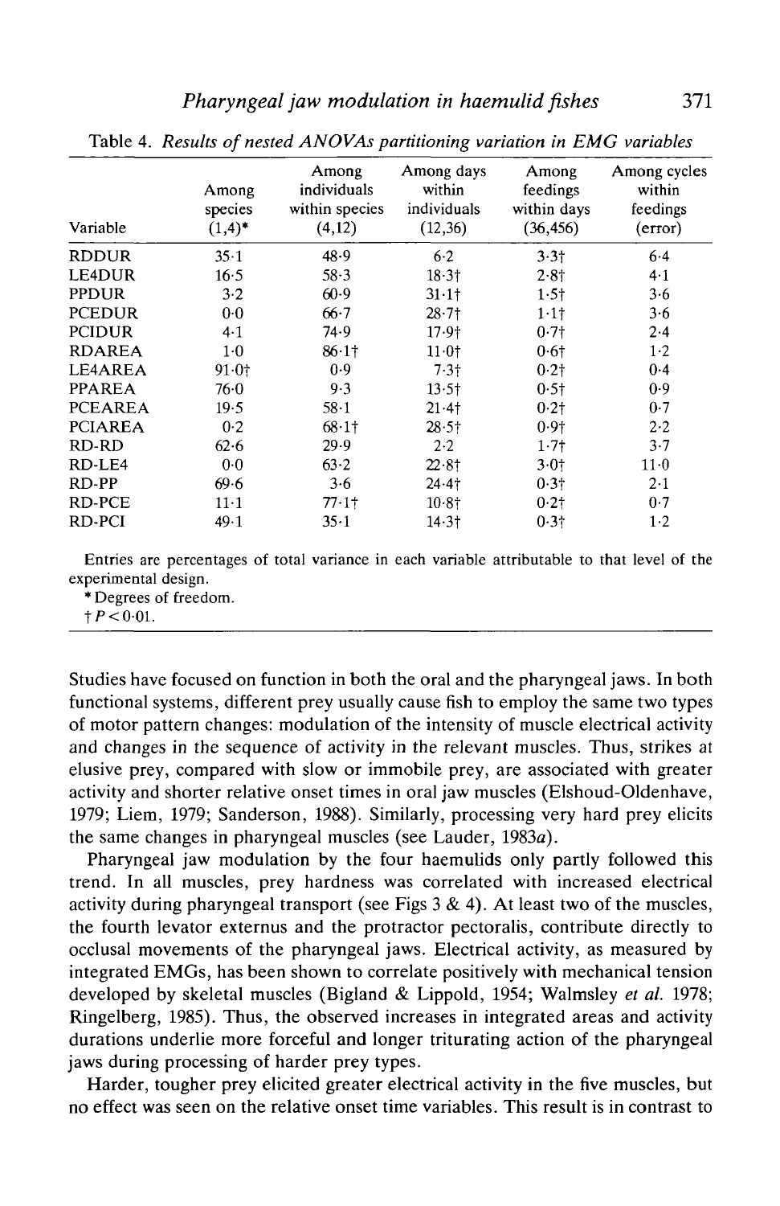Table 4. *Results of nested ANOVAs partitioning variation in EMG variables*

| Variable | Among species (1,4)* | Among individuals within species (4,12) | Among days within individuals (12,36) | Among feedings within days (36,456) | Among cycles within feedings (error) |
|---|---|---|---|---|---|
| RDDUR | 35·1 | 48·9 | 6·2 | 3·3† | 6·4 |
| LE4DUR | 16·5 | 58·3 | 18·3† | 2·8† | 4·1 |
| PPDUR | 3·2 | 60·9 | 31·1† | 1·5† | 3·6 |
| PCEDUR | 0·0 | 66·7 | 28·7† | 1·1† | 3·6 |
| PCIDUR | 4·1 | 74·9 | 17·9† | 0·7† | 2·4 |
| RDAREA | 1·0 | 86·1† | 11·0† | 0·6† | 1·2 |
| LE4AREA | 91·0† | 0·9 | 7·3† | 0·2† | 0·4 |
| PPAREA | 76·0 | 9·3 | 13·5† | 0·5† | 0·9 |
| PCEAREA | 19·5 | 58·1 | 21·4† | 0·2† | 0·7 |
| PCIAREA | 0·2 | 68·1† | 28·5† | 0·9† | 2·2 |
| RD-RD | 62·6 | 29·9 | 2·2 | 1·7† | 3·7 |
| RD-LE4 | 0·0 | 63·2 | 22·8† | 3·0† | 11·0 |
| RD-PP | 69·6 | 3·6 | 24·4† | 0·3† | 2·1 |
| RD-PCE | 11·1 | 77·1† | 10·8† | 0·2† | 0·7 |
| RD-PCI | 49·1 | 35·1 | 14·3† | 0·3† | 1·2 |

Entries are percentages of total variance in each variable attributable to that level of the experimental design.

* Degrees of freedom.

† $P < 0{\cdot}01$.

Studies have focused on function in both the oral and the pharyngeal jaws. In both functional systems, different prey usually cause fish to employ the same two types of motor pattern changes: modulation of the intensity of muscle electrical activity and changes in the sequence of activity in the relevant muscles. Thus, strikes at elusive prey, compared with slow or immobile prey, are associated with greater activity and shorter relative onset times in oral jaw muscles (Elshoud-Oldenhave, 1979; Liem, 1979; Sanderson, 1988). Similarly, processing very hard prey elicits the same changes in pharyngeal muscles (see Lauder, 1983*a*).

Pharyngeal jaw modulation by the four haemulids only partly followed this trend. In all muscles, prey hardness was correlated with increased electrical activity during pharyngeal transport (see Figs 3 & 4). At least two of the muscles, the fourth levator externus and the protractor pectoralis, contribute directly to occlusal movements of the pharyngeal jaws. Electrical activity, as measured by integrated EMGs, has been shown to correlate positively with mechanical tension developed by skeletal muscles (Bigland & Lippold, 1954; Walmsley *et al.* 1978; Ringelberg, 1985). Thus, the observed increases in integrated areas and activity durations underlie more forceful and longer triturating action of the pharyngeal jaws during processing of harder prey types.

Harder, tougher prey elicited greater electrical activity in the five muscles, but no effect was seen on the relative onset time variables. This result is in contrast to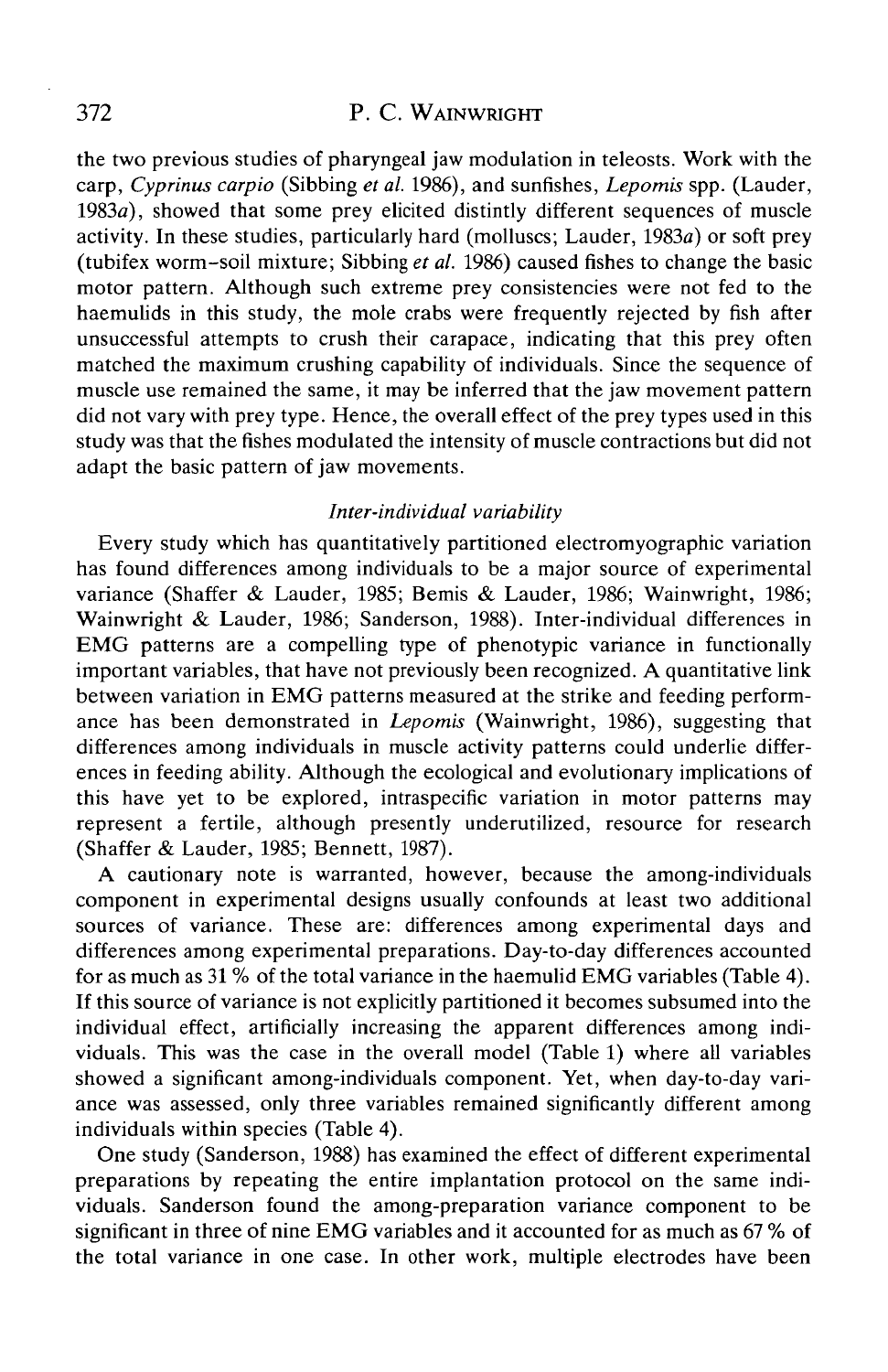the two previous studies of pharyngeal jaw modulation in teleosts. Work with the carp, *Cyprinus carpio* (Sibbing *et al.* 1986), and sunfishes, *Lepomis* spp. (Lauder, 1983*a*), showed that some prey elicited distintly different sequences of muscle activity. In these studies, particularly hard (molluscs; Lauder, 1983*a*) or soft prey (tubifex worm–soil mixture; Sibbing *et al.* 1986) caused fishes to change the basic motor pattern. Although such extreme prey consistencies were not fed to the haemulids in this study, the mole crabs were frequently rejected by fish after unsuccessful attempts to crush their carapace, indicating that this prey often matched the maximum crushing capability of individuals. Since the sequence of muscle use remained the same, it may be inferred that the jaw movement pattern did not vary with prey type. Hence, the overall effect of the prey types used in this study was that the fishes modulated the intensity of muscle contractions but did not adapt the basic pattern of jaw movements.

### *Inter-individual variability*

Every study which has quantitatively partitioned electromyographic variation has found differences among individuals to be a major source of experimental variance (Shaffer & Lauder, 1985; Bemis & Lauder, 1986; Wainwright, 1986; Wainwright & Lauder, 1986; Sanderson, 1988). Inter-individual differences in EMG patterns are a compelling type of phenotypic variance in functionally important variables, that have not previously been recognized. A quantitative link between variation in EMG patterns measured at the strike and feeding performance has been demonstrated in *Lepomis* (Wainwright, 1986), suggesting that differences among individuals in muscle activity patterns could underlie differences in feeding ability. Although the ecological and evolutionary implications of this have yet to be explored, intraspecific variation in motor patterns may represent a fertile, although presently underutilized, resource for research (Shaffer & Lauder, 1985; Bennett, 1987).

A cautionary note is warranted, however, because the among-individuals component in experimental designs usually confounds at least two additional sources of variance. These are: differences among experimental days and differences among experimental preparations. Day-to-day differences accounted for as much as 31 % of the total variance in the haemulid EMG variables (Table 4). If this source of variance is not explicitly partitioned it becomes subsumed into the individual effect, artificially increasing the apparent differences among individuals. This was the case in the overall model (Table 1) where all variables showed a significant among-individuals component. Yet, when day-to-day variance was assessed, only three variables remained significantly different among individuals within species (Table 4).

One study (Sanderson, 1988) has examined the effect of different experimental preparations by repeating the entire implantation protocol on the same individuals. Sanderson found the among-preparation variance component to be significant in three of nine EMG variables and it accounted for as much as 67 % of the total variance in one case. In other work, multiple electrodes have been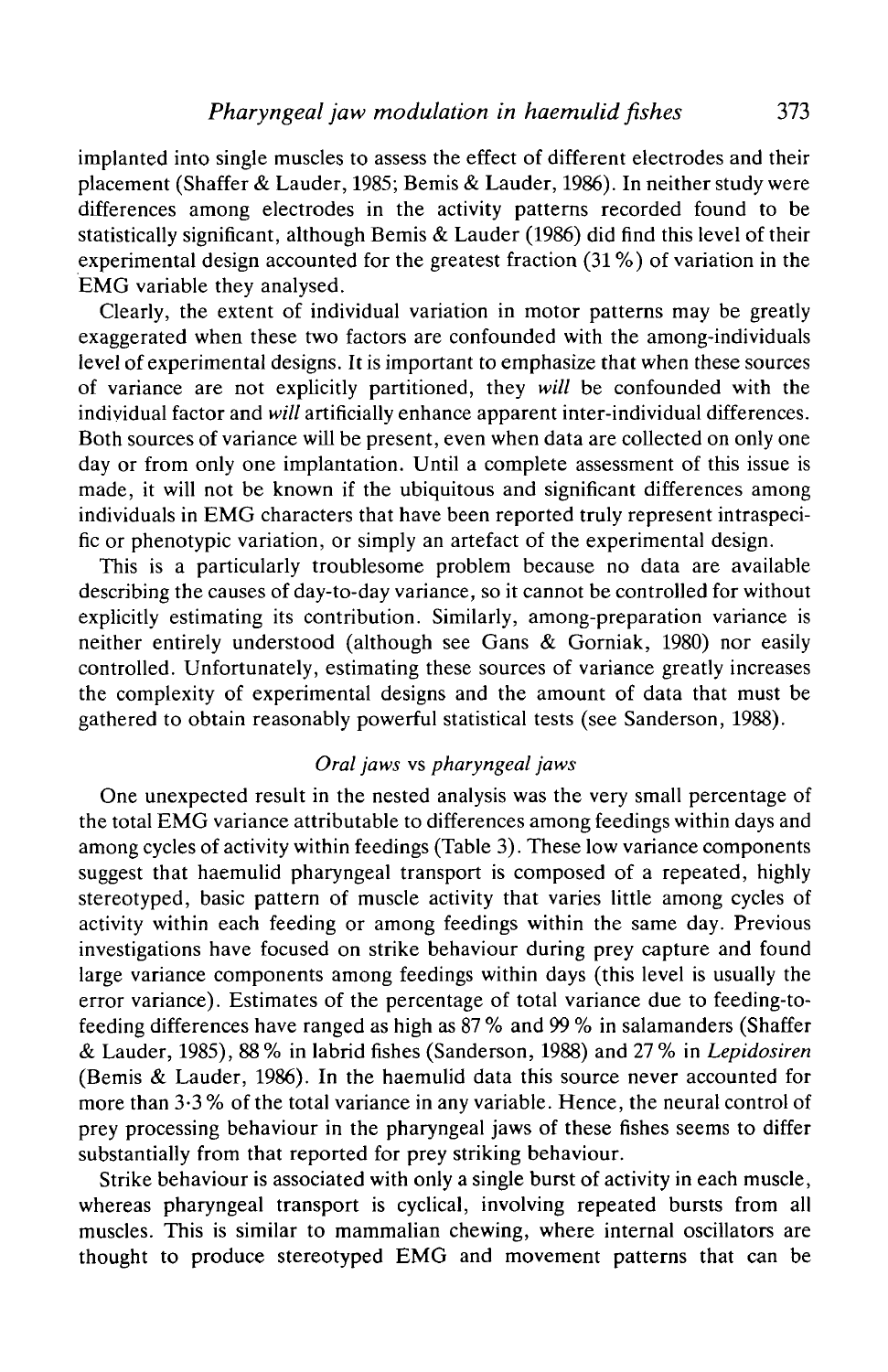implanted into single muscles to assess the effect of different electrodes and their placement (Shaffer & Lauder, 1985; Bemis & Lauder, 1986). In neither study were differences among electrodes in the activity patterns recorded found to be statistically significant, although Bemis & Lauder (1986) did find this level of their experimental design accounted for the greatest fraction (31 %) of variation in the EMG variable they analysed.

Clearly, the extent of individual variation in motor patterns may be greatly exaggerated when these two factors are confounded with the among-individuals level of experimental designs. It is important to emphasize that when these sources of variance are not explicitly partitioned, they *will* be confounded with the individual factor and *will* artificially enhance apparent inter-individual differences. Both sources of variance will be present, even when data are collected on only one day or from only one implantation. Until a complete assessment of this issue is made, it will not be known if the ubiquitous and significant differences among individuals in EMG characters that have been reported truly represent intraspecific or phenotypic variation, or simply an artefact of the experimental design.

This is a particularly troublesome problem because no data are available describing the causes of day-to-day variance, so it cannot be controlled for without explicitly estimating its contribution. Similarly, among-preparation variance is neither entirely understood (although see Gans & Gorniak, 1980) nor easily controlled. Unfortunately, estimating these sources of variance greatly increases the complexity of experimental designs and the amount of data that must be gathered to obtain reasonably powerful statistical tests (see Sanderson, 1988).

### *Oral jaws* vs *pharyngeal jaws*

One unexpected result in the nested analysis was the very small percentage of the total EMG variance attributable to differences among feedings within days and among cycles of activity within feedings (Table 3). These low variance components suggest that haemulid pharyngeal transport is composed of a repeated, highly stereotyped, basic pattern of muscle activity that varies little among cycles of activity within each feeding or among feedings within the same day. Previous investigations have focused on strike behaviour during prey capture and found large variance components among feedings within days (this level is usually the error variance). Estimates of the percentage of total variance due to feeding-to-feeding differences have ranged as high as 87 % and 99 % in salamanders (Shaffer & Lauder, 1985), 88 % in labrid fishes (Sanderson, 1988) and 27 % in *Lepidosiren* (Bemis & Lauder, 1986). In the haemulid data this source never accounted for more than 3·3 % of the total variance in any variable. Hence, the neural control of prey processing behaviour in the pharyngeal jaws of these fishes seems to differ substantially from that reported for prey striking behaviour.

Strike behaviour is associated with only a single burst of activity in each muscle, whereas pharyngeal transport is cyclical, involving repeated bursts from all muscles. This is similar to mammalian chewing, where internal oscillators are thought to produce stereotyped EMG and movement patterns that can be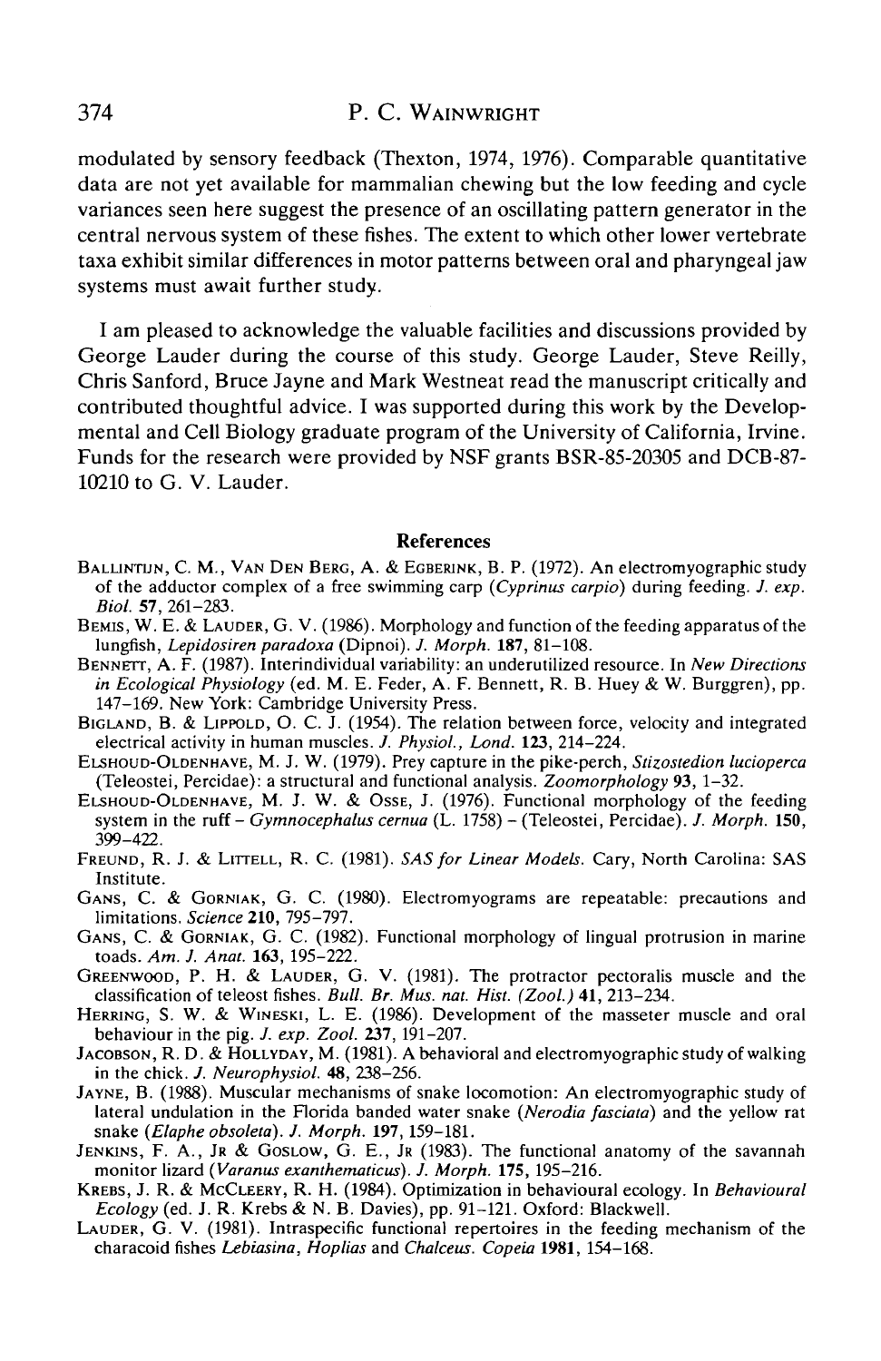modulated by sensory feedback (Thexton, 1974, 1976). Comparable quantitative data are not yet available for mammalian chewing but the low feeding and cycle variances seen here suggest the presence of an oscillating pattern generator in the central nervous system of these fishes. The extent to which other lower vertebrate taxa exhibit similar differences in motor patterns between oral and pharyngeal jaw systems must await further study.

I am pleased to acknowledge the valuable facilities and discussions provided by George Lauder during the course of this study. George Lauder, Steve Reilly, Chris Sanford, Bruce Jayne and Mark Westneat read the manuscript critically and contributed thoughtful advice. I was supported during this work by the Developmental and Cell Biology graduate program of the University of California, Irvine. Funds for the research were provided by NSF grants BSR-85-20305 and DCB-87-10210 to G. V. Lauder.

## References

BALLINTIJN, C. M., VAN DEN BERG, A. & EGBERINK, B. P. (1972). An electromyographic study of the adductor complex of a free swimming carp (*Cyprinus carpio*) during feeding. *J. exp. Biol.* **57**, 261–283.

BEMIS, W. E. & LAUDER, G. V. (1986). Morphology and function of the feeding apparatus of the lungfish, *Lepidosiren paradoxa* (Dipnoi). *J. Morph.* **187**, 81–108.

BENNETT, A. F. (1987). Interindividual variability: an underutilized resource. In *New Directions in Ecological Physiology* (ed. M. E. Feder, A. F. Bennett, R. B. Huey & W. Burggren), pp. 147–169. New York: Cambridge University Press.

BIGLAND, B. & LIPPOLD, O. C. J. (1954). The relation between force, velocity and integrated electrical activity in human muscles. *J. Physiol., Lond.* **123**, 214–224.

ELSHOUD-OLDENHAVE, M. J. W. (1979). Prey capture in the pike-perch, *Stizostedion lucioperca* (Teleostei, Percidae): a structural and functional analysis. *Zoomorphology* **93**, 1–32.

ELSHOUD-OLDENHAVE, M. J. W. & OSSE, J. (1976). Functional morphology of the feeding system in the ruff – *Gymnocephalus cernua* (L. 1758) – (Teleostei, Percidae). *J. Morph.* **150**, 399–422.

FREUND, R. J. & LITTELL, R. C. (1981). *SAS for Linear Models*. Cary, North Carolina: SAS Institute.

GANS, C. & GORNIAK, G. C. (1980). Electromyograms are repeatable: precautions and limitations. *Science* **210**, 795–797.

GANS, C. & GORNIAK, G. C. (1982). Functional morphology of lingual protrusion in marine toads. *Am. J. Anat.* **163**, 195–222.

GREENWOOD, P. H. & LAUDER, G. V. (1981). The protractor pectoralis muscle and the classification of teleost fishes. *Bull. Br. Mus. nat. Hist. (Zool.)* **41**, 213–234.

HERRING, S. W. & WINESKI, L. E. (1986). Development of the masseter muscle and oral behaviour in the pig. *J. exp. Zool.* **237**, 191–207.

JACOBSON, R. D. & HOLLYDAY, M. (1981). A behavioral and electromyographic study of walking in the chick. *J. Neurophysiol.* **48**, 238–256.

JAYNE, B. (1988). Muscular mechanisms of snake locomotion: An electromyographic study of lateral undulation in the Florida banded water snake (*Nerodia fasciata*) and the yellow rat snake (*Elaphe obsoleta*). *J. Morph.* **197**, 159–181.

JENKINS, F. A., JR & GOSLOW, G. E., JR (1983). The functional anatomy of the savannah monitor lizard (*Varanus exanthematicus*). *J. Morph.* **175**, 195–216.

KREBS, J. R. & MCCLEERY, R. H. (1984). Optimization in behavioural ecology. In *Behavioural Ecology* (ed. J. R. Krebs & N. B. Davies), pp. 91–121. Oxford: Blackwell.

LAUDER, G. V. (1981). Intraspecific functional repertoires in the feeding mechanism of the characoid fishes *Lebiasina*, *Hoplias* and *Chalceus*. *Copeia* **1981**, 154–168.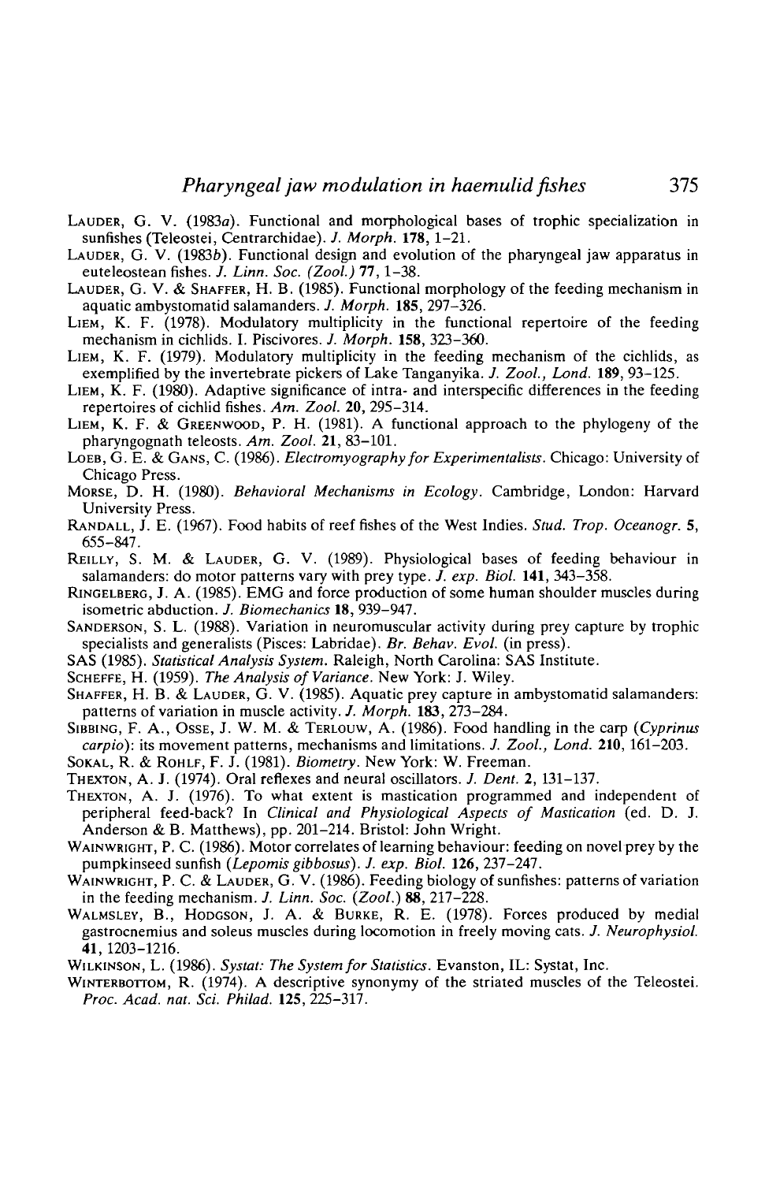LAUDER, G. V. (1983*a*). Functional and morphological bases of trophic specialization in sunfishes (Teleostei, Centrarchidae). *J. Morph.* **178**, 1–21.

LAUDER, G. V. (1983*b*). Functional design and evolution of the pharyngeal jaw apparatus in euteleostean fishes. *J. Linn. Soc. (Zool.)* **77**, 1–38.

LAUDER, G. V. & SHAFFER, H. B. (1985). Functional morphology of the feeding mechanism in aquatic ambystomatid salamanders. *J. Morph.* **185**, 297–326.

LIEM, K. F. (1978). Modulatory multiplicity in the functional repertoire of the feeding mechanism in cichlids. I. Piscivores. *J. Morph.* **158**, 323–360.

LIEM, K. F. (1979). Modulatory multiplicity in the feeding mechanism of the cichlids, as exemplified by the invertebrate pickers of Lake Tanganyika. *J. Zool., Lond.* **189**, 93–125.

LIEM, K. F. (1980). Adaptive significance of intra- and interspecific differences in the feeding repertoires of cichlid fishes. *Am. Zool.* **20**, 295–314.

LIEM, K. F. & GREENWOOD, P. H. (1981). A functional approach to the phylogeny of the pharyngognath teleosts. *Am. Zool.* **21**, 83–101.

LOEB, G. E. & GANS, C. (1986). *Electromyography for Experimentalists*. Chicago: University of Chicago Press.

MORSE, D. H. (1980). *Behavioral Mechanisms in Ecology*. Cambridge, London: Harvard University Press.

RANDALL, J. E. (1967). Food habits of reef fishes of the West Indies. *Stud. Trop. Oceanogr.* **5**, 655–847.

REILLY, S. M. & LAUDER, G. V. (1989). Physiological bases of feeding behaviour in salamanders: do motor patterns vary with prey type. *J. exp. Biol.* **141**, 343–358.

RINGELBERG, J. A. (1985). EMG and force production of some human shoulder muscles during isometric abduction. *J. Biomechanics* **18**, 939–947.

SANDERSON, S. L. (1988). Variation in neuromuscular activity during prey capture by trophic specialists and generalists (Pisces: Labridae). *Br. Behav. Evol.* (in press).

SAS (1985). *Statistical Analysis System*. Raleigh, North Carolina: SAS Institute.

SCHEFFE, H. (1959). *The Analysis of Variance*. New York: J. Wiley.

SHAFFER, H. B. & LAUDER, G. V. (1985). Aquatic prey capture in ambystomatid salamanders: patterns of variation in muscle activity. *J. Morph.* **183**, 273–284.

SIBBING, F. A., OSSE, J. W. M. & TERLOUW, A. (1986). Food handling in the carp (*Cyprinus carpio*): its movement patterns, mechanisms and limitations. *J. Zool., Lond.* **210**, 161–203.

SOKAL, R. & ROHLF, F. J. (1981). *Biometry*. New York: W. Freeman.

THEXTON, A. J. (1974). Oral reflexes and neural oscillators. *J. Dent.* **2**, 131–137.

THEXTON, A. J. (1976). To what extent is mastication programmed and independent of peripheral feed-back? In *Clinical and Physiological Aspects of Mastication* (ed. D. J. Anderson & B. Matthews), pp. 201–214. Bristol: John Wright.

WAINWRIGHT, P. C. (1986). Motor correlates of learning behaviour: feeding on novel prey by the pumpkinseed sunfish (*Lepomis gibbosus*). *J. exp. Biol.* **126**, 237–247.

WAINWRIGHT, P. C. & LAUDER, G. V. (1986). Feeding biology of sunfishes: patterns of variation in the feeding mechanism. *J. Linn. Soc. (Zool.)* **88**, 217–228.

WALMSLEY, B., HODGSON, J. A. & BURKE, R. E. (1978). Forces produced by medial gastrocnemius and soleus muscles during locomotion in freely moving cats. *J. Neurophysiol.* **41**, 1203–1216.

WILKINSON, L. (1986). *Systat: The System for Statistics*. Evanston, IL: Systat, Inc.

WINTERBOTTOM, R. (1974). A descriptive synonymy of the striated muscles of the Teleostei. *Proc. Acad. nat. Sci. Philad.* **125**, 225–317.